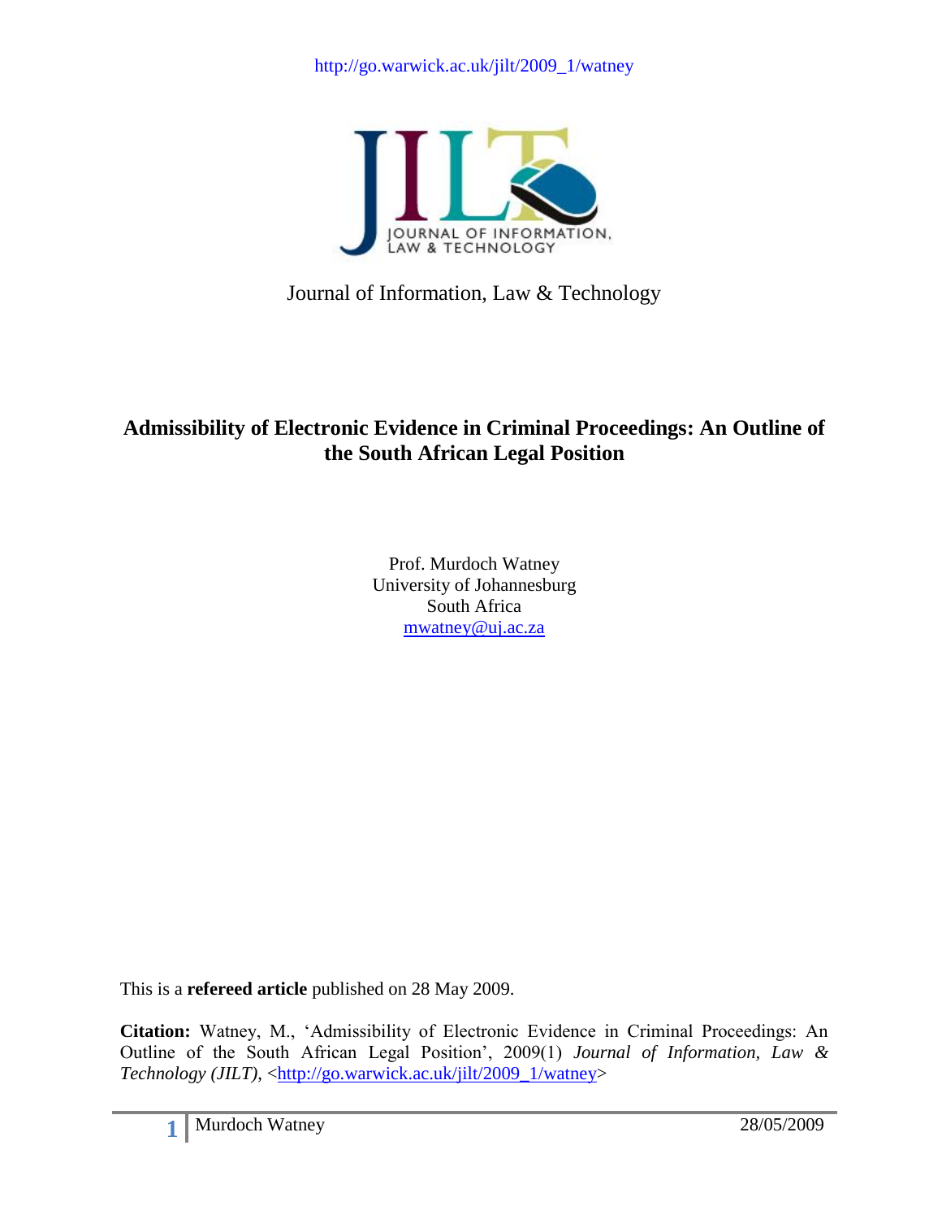http://go.warwick.ac.uk/jilt/2009_1/watney

Journal of Information, Law & Technology

# Admissibility of Electronic Evidence in Criminal Proceedings: An Outline of the South African Legal Position

Prof. Murdoch Watney
University of Johannesburg
South Africa
mwatney@uj.ac.za

This is a **refereed article** published on 28 May 2009.

**Citation:** Watney, M., 'Admissibility of Electronic Evidence in Criminal Proceedings: An Outline of the South African Legal Position', 2009(1) *Journal of Information, Law & Technology (JILT)*, <http://go.warwick.ac.uk/jilt/2009_1/watney>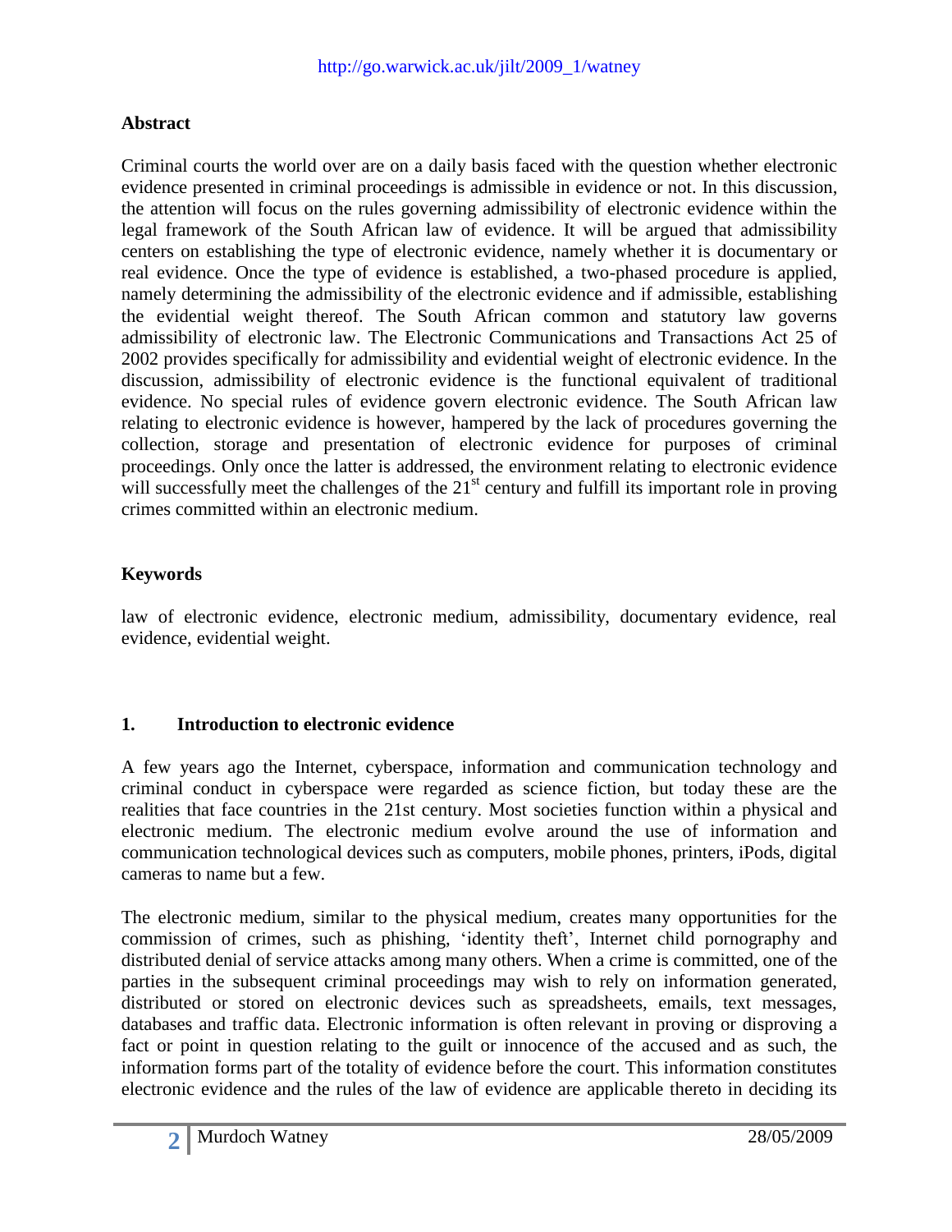**Abstract**

Criminal courts the world over are on a daily basis faced with the question whether electronic evidence presented in criminal proceedings is admissible in evidence or not. In this discussion, the attention will focus on the rules governing admissibility of electronic evidence within the legal framework of the South African law of evidence. It will be argued that admissibility centers on establishing the type of electronic evidence, namely whether it is documentary or real evidence. Once the type of evidence is established, a two-phased procedure is applied, namely determining the admissibility of the electronic evidence and if admissible, establishing the evidential weight thereof. The South African common and statutory law governs admissibility of electronic law. The Electronic Communications and Transactions Act 25 of 2002 provides specifically for admissibility and evidential weight of electronic evidence. In the discussion, admissibility of electronic evidence is the functional equivalent of traditional evidence. No special rules of evidence govern electronic evidence. The South African law relating to electronic evidence is however, hampered by the lack of procedures governing the collection, storage and presentation of electronic evidence for purposes of criminal proceedings. Only once the latter is addressed, the environment relating to electronic evidence will successfully meet the challenges of the 21st century and fulfill its important role in proving crimes committed within an electronic medium.

**Keywords**

law of electronic evidence, electronic medium, admissibility, documentary evidence, real evidence, evidential weight.

## 1. Introduction to electronic evidence

A few years ago the Internet, cyberspace, information and communication technology and criminal conduct in cyberspace were regarded as science fiction, but today these are the realities that face countries in the 21st century. Most societies function within a physical and electronic medium. The electronic medium evolve around the use of information and communication technological devices such as computers, mobile phones, printers, iPods, digital cameras to name but a few.

The electronic medium, similar to the physical medium, creates many opportunities for the commission of crimes, such as phishing, 'identity theft', Internet child pornography and distributed denial of service attacks among many others. When a crime is committed, one of the parties in the subsequent criminal proceedings may wish to rely on information generated, distributed or stored on electronic devices such as spreadsheets, emails, text messages, databases and traffic data. Electronic information is often relevant in proving or disproving a fact or point in question relating to the guilt or innocence of the accused and as such, the information forms part of the totality of evidence before the court. This information constitutes electronic evidence and the rules of the law of evidence are applicable thereto in deciding its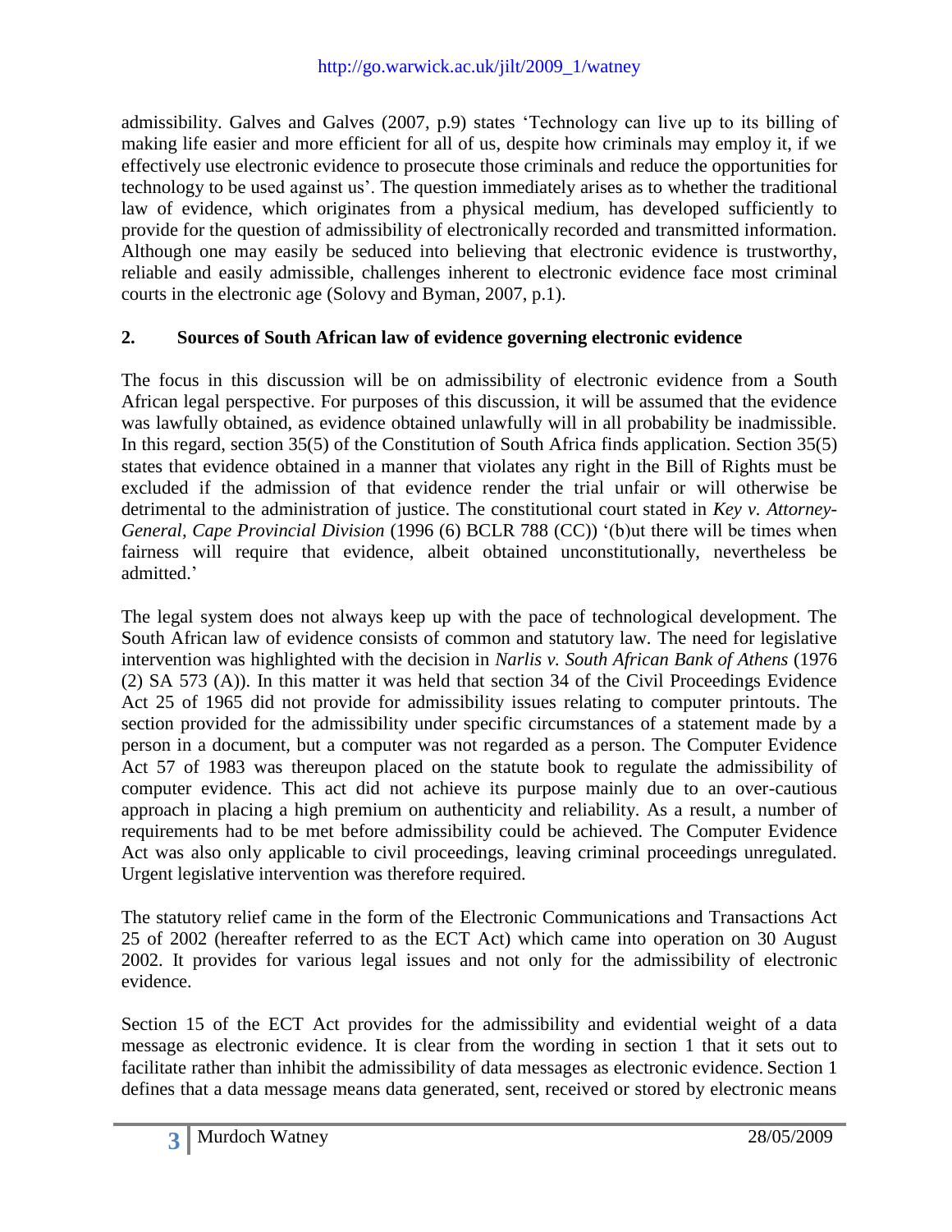admissibility. Galves and Galves (2007, p.9) states 'Technology can live up to its billing of making life easier and more efficient for all of us, despite how criminals may employ it, if we effectively use electronic evidence to prosecute those criminals and reduce the opportunities for technology to be used against us'. The question immediately arises as to whether the traditional law of evidence, which originates from a physical medium, has developed sufficiently to provide for the question of admissibility of electronically recorded and transmitted information. Although one may easily be seduced into believing that electronic evidence is trustworthy, reliable and easily admissible, challenges inherent to electronic evidence face most criminal courts in the electronic age (Solovy and Byman, 2007, p.1).

## 2. Sources of South African law of evidence governing electronic evidence

The focus in this discussion will be on admissibility of electronic evidence from a South African legal perspective. For purposes of this discussion, it will be assumed that the evidence was lawfully obtained, as evidence obtained unlawfully will in all probability be inadmissible. In this regard, section 35(5) of the Constitution of South Africa finds application. Section 35(5) states that evidence obtained in a manner that violates any right in the Bill of Rights must be excluded if the admission of that evidence render the trial unfair or will otherwise be detrimental to the administration of justice. The constitutional court stated in *Key v. Attorney-General, Cape Provincial Division* (1996 (6) BCLR 788 (CC)) '(b)ut there will be times when fairness will require that evidence, albeit obtained unconstitutionally, nevertheless be admitted.'

The legal system does not always keep up with the pace of technological development. The South African law of evidence consists of common and statutory law. The need for legislative intervention was highlighted with the decision in *Narlis v. South African Bank of Athens* (1976 (2) SA 573 (A)). In this matter it was held that section 34 of the Civil Proceedings Evidence Act 25 of 1965 did not provide for admissibility issues relating to computer printouts. The section provided for the admissibility under specific circumstances of a statement made by a person in a document, but a computer was not regarded as a person. The Computer Evidence Act 57 of 1983 was thereupon placed on the statute book to regulate the admissibility of computer evidence. This act did not achieve its purpose mainly due to an over-cautious approach in placing a high premium on authenticity and reliability. As a result, a number of requirements had to be met before admissibility could be achieved. The Computer Evidence Act was also only applicable to civil proceedings, leaving criminal proceedings unregulated. Urgent legislative intervention was therefore required.

The statutory relief came in the form of the Electronic Communications and Transactions Act 25 of 2002 (hereafter referred to as the ECT Act) which came into operation on 30 August 2002. It provides for various legal issues and not only for the admissibility of electronic evidence.

Section 15 of the ECT Act provides for the admissibility and evidential weight of a data message as electronic evidence. It is clear from the wording in section 1 that it sets out to facilitate rather than inhibit the admissibility of data messages as electronic evidence. Section 1 defines that a data message means data generated, sent, received or stored by electronic means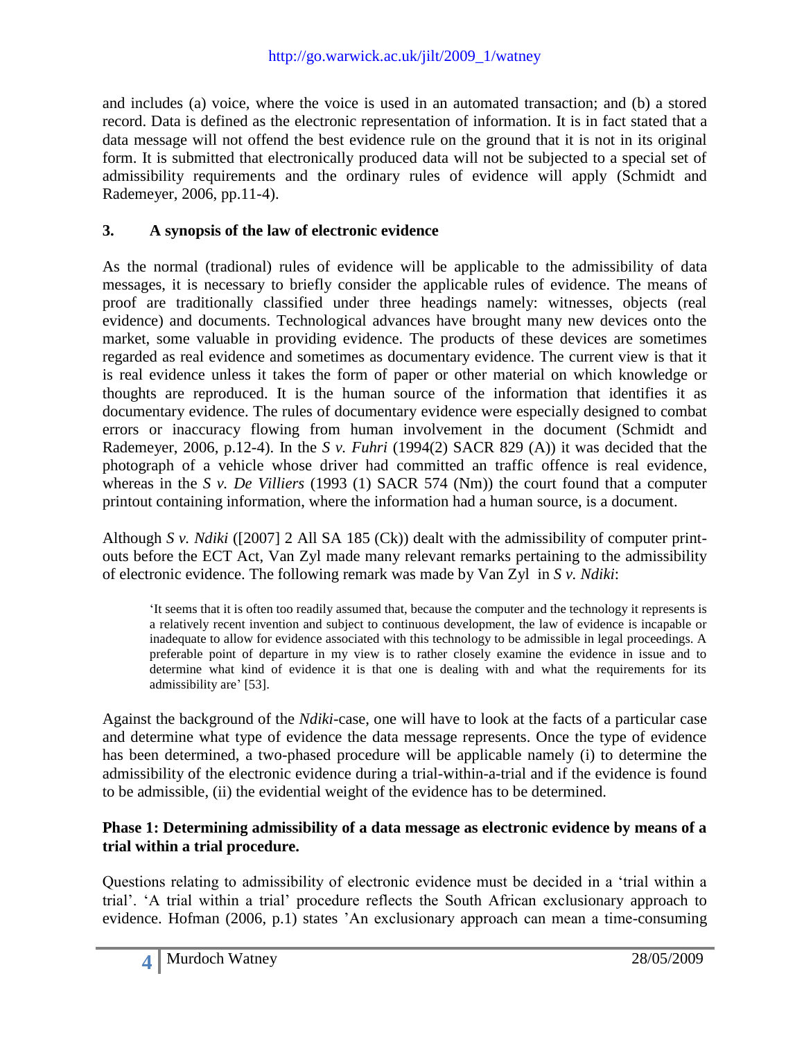and includes (a) voice, where the voice is used in an automated transaction; and (b) a stored record. Data is defined as the electronic representation of information. It is in fact stated that a data message will not offend the best evidence rule on the ground that it is not in its original form. It is submitted that electronically produced data will not be subjected to a special set of admissibility requirements and the ordinary rules of evidence will apply (Schmidt and Rademeyer, 2006, pp.11-4).

## 3. A synopsis of the law of electronic evidence

As the normal (tradional) rules of evidence will be applicable to the admissibility of data messages, it is necessary to briefly consider the applicable rules of evidence. The means of proof are traditionally classified under three headings namely: witnesses, objects (real evidence) and documents. Technological advances have brought many new devices onto the market, some valuable in providing evidence. The products of these devices are sometimes regarded as real evidence and sometimes as documentary evidence. The current view is that it is real evidence unless it takes the form of paper or other material on which knowledge or thoughts are reproduced. It is the human source of the information that identifies it as documentary evidence. The rules of documentary evidence were especially designed to combat errors or inaccuracy flowing from human involvement in the document (Schmidt and Rademeyer, 2006, p.12-4). In the *S v. Fuhri* (1994(2) SACR 829 (A)) it was decided that the photograph of a vehicle whose driver had committed an traffic offence is real evidence, whereas in the *S v. De Villiers* (1993 (1) SACR 574 (Nm)) the court found that a computer printout containing information, where the information had a human source, is a document.

Although *S v. Ndiki* ([2007] 2 All SA 185 (Ck)) dealt with the admissibility of computer print-outs before the ECT Act, Van Zyl made many relevant remarks pertaining to the admissibility of electronic evidence. The following remark was made by Van Zyl in *S v. Ndiki*:

> 'It seems that it is often too readily assumed that, because the computer and the technology it represents is a relatively recent invention and subject to continuous development, the law of evidence is incapable or inadequate to allow for evidence associated with this technology to be admissible in legal proceedings. A preferable point of departure in my view is to rather closely examine the evidence in issue and to determine what kind of evidence it is that one is dealing with and what the requirements for its admissibility are' [53].

Against the background of the *Ndiki*-case, one will have to look at the facts of a particular case and determine what type of evidence the data message represents. Once the type of evidence has been determined, a two-phased procedure will be applicable namely (i) to determine the admissibility of the electronic evidence during a trial-within-a-trial and if the evidence is found to be admissible, (ii) the evidential weight of the evidence has to be determined.

### Phase 1: Determining admissibility of a data message as electronic evidence by means of a trial within a trial procedure.

Questions relating to admissibility of electronic evidence must be decided in a 'trial within a trial'. 'A trial within a trial' procedure reflects the South African exclusionary approach to evidence. Hofman (2006, p.1) states 'An exclusionary approach can mean a time-consuming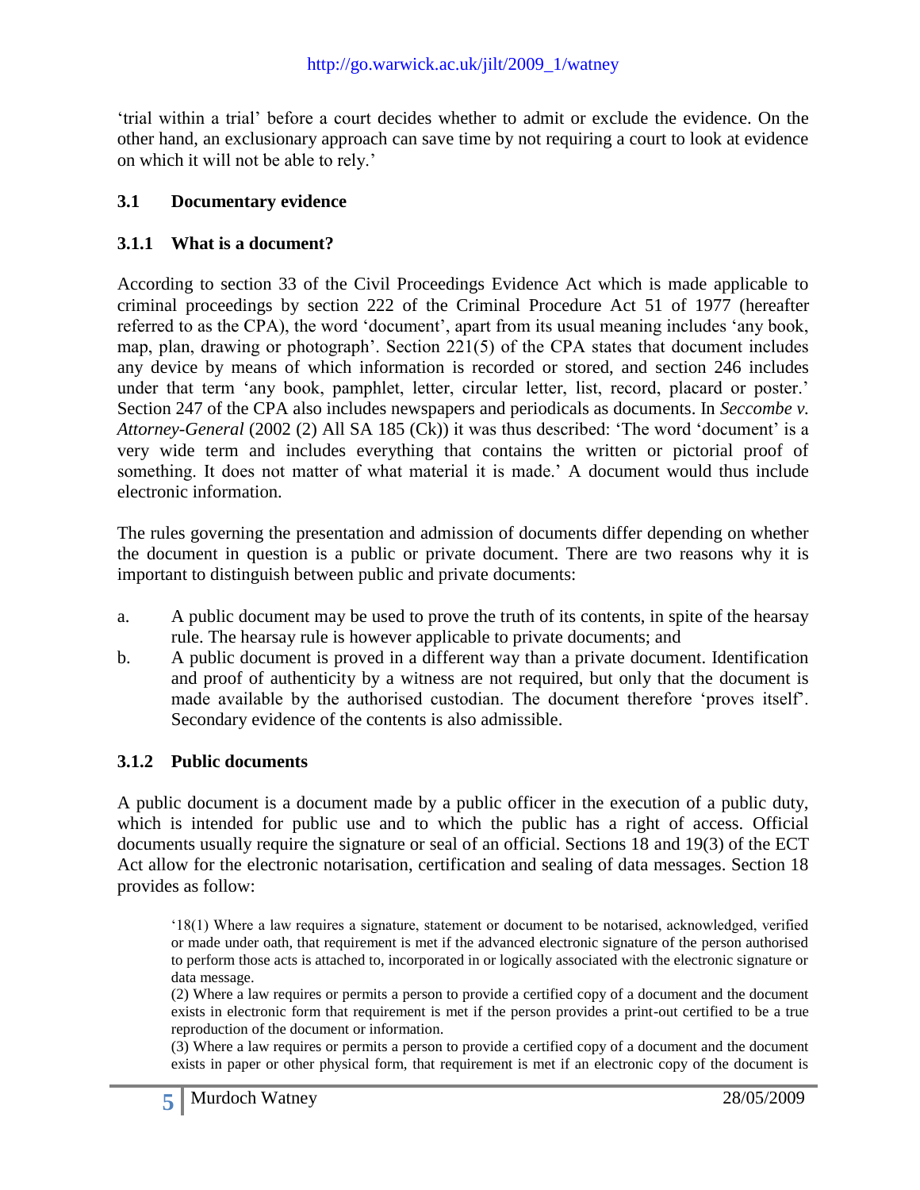'trial within a trial' before a court decides whether to admit or exclude the evidence. On the other hand, an exclusionary approach can save time by not requiring a court to look at evidence on which it will not be able to rely.'

### 3.1 Documentary evidence

### 3.1.1 What is a document?

According to section 33 of the Civil Proceedings Evidence Act which is made applicable to criminal proceedings by section 222 of the Criminal Procedure Act 51 of 1977 (hereafter referred to as the CPA), the word 'document', apart from its usual meaning includes 'any book, map, plan, drawing or photograph'. Section 221(5) of the CPA states that document includes any device by means of which information is recorded or stored, and section 246 includes under that term 'any book, pamphlet, letter, circular letter, list, record, placard or poster.' Section 247 of the CPA also includes newspapers and periodicals as documents. In *Seccombe v. Attorney-General* (2002 (2) All SA 185 (Ck)) it was thus described: 'The word 'document' is a very wide term and includes everything that contains the written or pictorial proof of something. It does not matter of what material it is made.' A document would thus include electronic information.

The rules governing the presentation and admission of documents differ depending on whether the document in question is a public or private document. There are two reasons why it is important to distinguish between public and private documents:

a. A public document may be used to prove the truth of its contents, in spite of the hearsay rule. The hearsay rule is however applicable to private documents; and
b. A public document is proved in a different way than a private document. Identification and proof of authenticity by a witness are not required, but only that the document is made available by the authorised custodian. The document therefore 'proves itself'. Secondary evidence of the contents is also admissible.

### 3.1.2 Public documents

A public document is a document made by a public officer in the execution of a public duty, which is intended for public use and to which the public has a right of access. Official documents usually require the signature or seal of an official. Sections 18 and 19(3) of the ECT Act allow for the electronic notarisation, certification and sealing of data messages. Section 18 provides as follow:

> '18(1) Where a law requires a signature, statement or document to be notarised, acknowledged, verified or made under oath, that requirement is met if the advanced electronic signature of the person authorised to perform those acts is attached to, incorporated in or logically associated with the electronic signature or data message.
> (2) Where a law requires or permits a person to provide a certified copy of a document and the document exists in electronic form that requirement is met if the person provides a print-out certified to be a true reproduction of the document or information.
> (3) Where a law requires or permits a person to provide a certified copy of a document and the document exists in paper or other physical form, that requirement is met if an electronic copy of the document is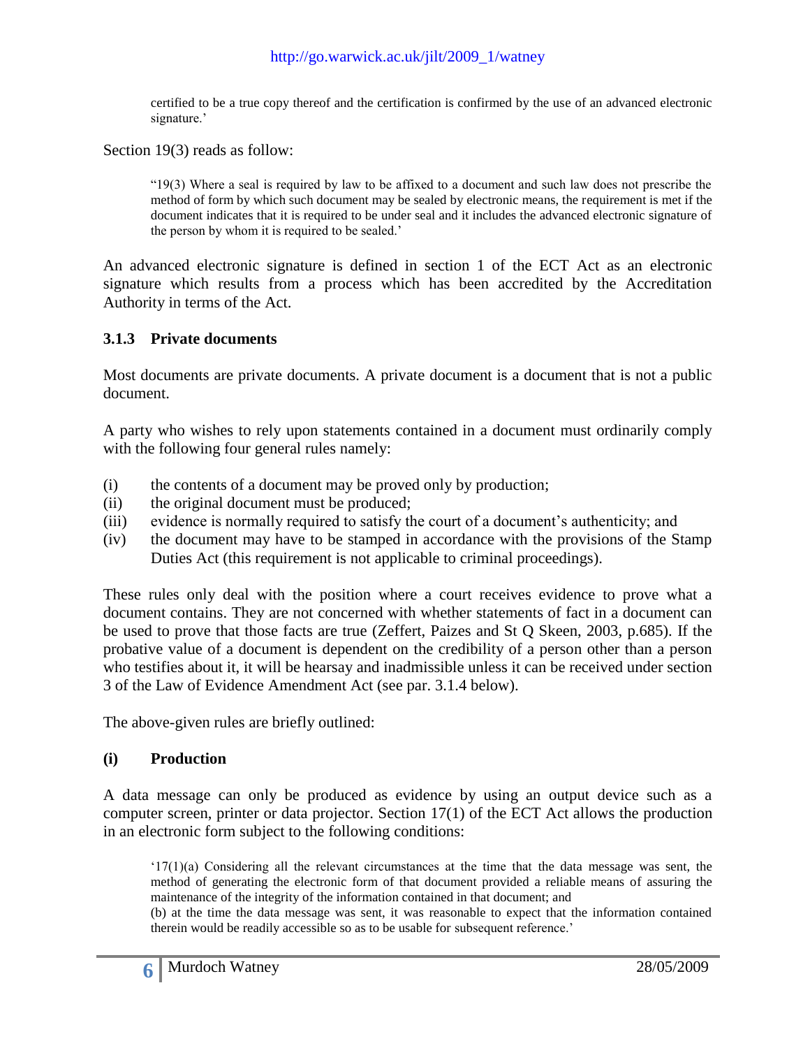certified to be a true copy thereof and the certification is confirmed by the use of an advanced electronic signature.'

Section 19(3) reads as follow:

> "19(3) Where a seal is required by law to be affixed to a document and such law does not prescribe the method of form by which such document may be sealed by electronic means, the requirement is met if the document indicates that it is required to be under seal and it includes the advanced electronic signature of the person by whom it is required to be sealed.'

An advanced electronic signature is defined in section 1 of the ECT Act as an electronic signature which results from a process which has been accredited by the Accreditation Authority in terms of the Act.

### 3.1.3 Private documents

Most documents are private documents. A private document is a document that is not a public document.

A party who wishes to rely upon statements contained in a document must ordinarily comply with the following four general rules namely:

(i) the contents of a document may be proved only by production;
(ii) the original document must be produced;
(iii) evidence is normally required to satisfy the court of a document's authenticity; and
(iv) the document may have to be stamped in accordance with the provisions of the Stamp Duties Act (this requirement is not applicable to criminal proceedings).

These rules only deal with the position where a court receives evidence to prove what a document contains. They are not concerned with whether statements of fact in a document can be used to prove that those facts are true (Zeffert, Paizes and St Q Skeen, 2003, p.685). If the probative value of a document is dependent on the credibility of a person other than a person who testifies about it, it will be hearsay and inadmissible unless it can be received under section 3 of the Law of Evidence Amendment Act (see par. 3.1.4 below).

The above-given rules are briefly outlined:

#### (i) Production

A data message can only be produced as evidence by using an output device such as a computer screen, printer or data projector. Section 17(1) of the ECT Act allows the production in an electronic form subject to the following conditions:

> '17(1)(a) Considering all the relevant circumstances at the time that the data message was sent, the method of generating the electronic form of that document provided a reliable means of assuring the maintenance of the integrity of the information contained in that document; and
> (b) at the time the data message was sent, it was reasonable to expect that the information contained therein would be readily accessible so as to be usable for subsequent reference.'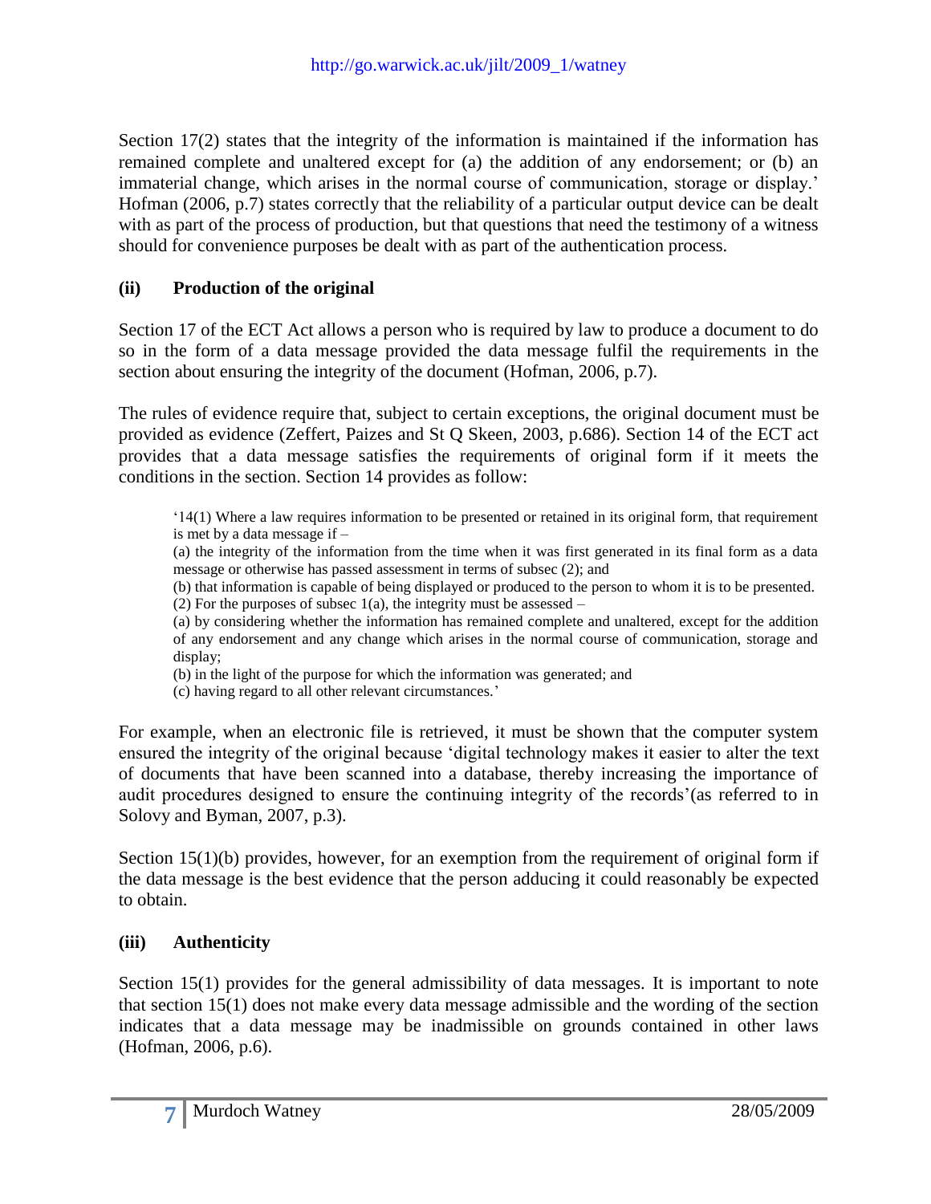Section 17(2) states that the integrity of the information is maintained if the information has remained complete and unaltered except for (a) the addition of any endorsement; or (b) an immaterial change, which arises in the normal course of communication, storage or display.' Hofman (2006, p.7) states correctly that the reliability of a particular output device can be dealt with as part of the process of production, but that questions that need the testimony of a witness should for convenience purposes be dealt with as part of the authentication process.

### (ii) Production of the original

Section 17 of the ECT Act allows a person who is required by law to produce a document to do so in the form of a data message provided the data message fulfil the requirements in the section about ensuring the integrity of the document (Hofman, 2006, p.7).

The rules of evidence require that, subject to certain exceptions, the original document must be provided as evidence (Zeffert, Paizes and St Q Skeen, 2003, p.686). Section 14 of the ECT act provides that a data message satisfies the requirements of original form if it meets the conditions in the section. Section 14 provides as follow:

> '14(1) Where a law requires information to be presented or retained in its original form, that requirement is met by a data message if –
>
> (a) the integrity of the information from the time when it was first generated in its final form as a data message or otherwise has passed assessment in terms of subsec (2); and
>
> (b) that information is capable of being displayed or produced to the person to whom it is to be presented.
>
> (2) For the purposes of subsec 1(a), the integrity must be assessed –
>
> (a) by considering whether the information has remained complete and unaltered, except for the addition of any endorsement and any change which arises in the normal course of communication, storage and display;
>
> (b) in the light of the purpose for which the information was generated; and
>
> (c) having regard to all other relevant circumstances.'

For example, when an electronic file is retrieved, it must be shown that the computer system ensured the integrity of the original because 'digital technology makes it easier to alter the text of documents that have been scanned into a database, thereby increasing the importance of audit procedures designed to ensure the continuing integrity of the records'(as referred to in Solovy and Byman, 2007, p.3).

Section 15(1)(b) provides, however, for an exemption from the requirement of original form if the data message is the best evidence that the person adducing it could reasonably be expected to obtain.

### (iii) Authenticity

Section 15(1) provides for the general admissibility of data messages. It is important to note that section 15(1) does not make every data message admissible and the wording of the section indicates that a data message may be inadmissible on grounds contained in other laws (Hofman, 2006, p.6).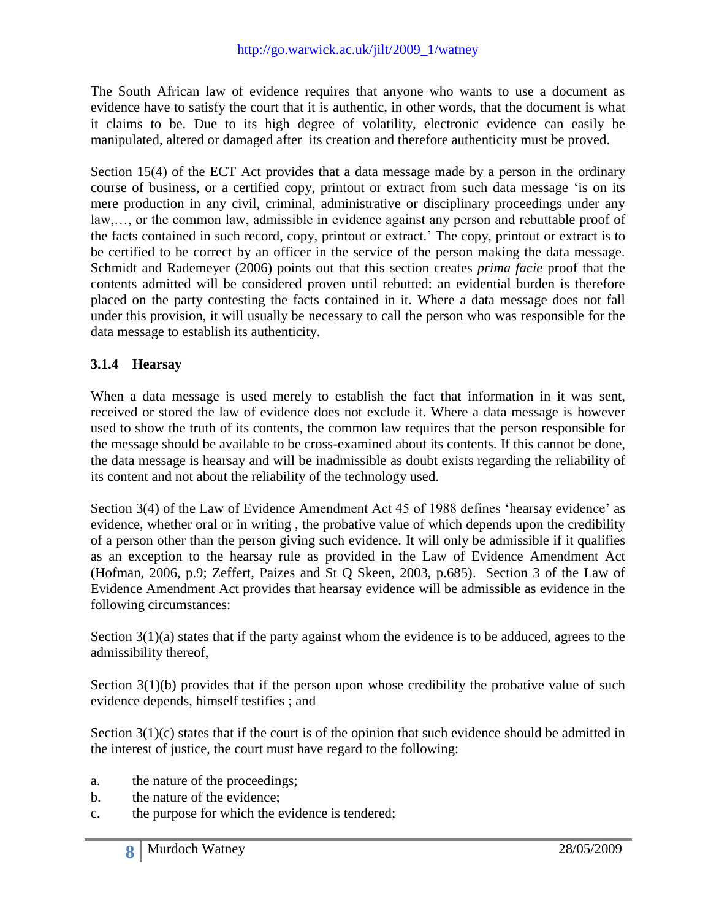The South African law of evidence requires that anyone who wants to use a document as evidence have to satisfy the court that it is authentic, in other words, that the document is what it claims to be. Due to its high degree of volatility, electronic evidence can easily be manipulated, altered or damaged after its creation and therefore authenticity must be proved.

Section 15(4) of the ECT Act provides that a data message made by a person in the ordinary course of business, or a certified copy, printout or extract from such data message 'is on its mere production in any civil, criminal, administrative or disciplinary proceedings under any law,…, or the common law, admissible in evidence against any person and rebuttable proof of the facts contained in such record, copy, printout or extract.' The copy, printout or extract is to be certified to be correct by an officer in the service of the person making the data message. Schmidt and Rademeyer (2006) points out that this section creates *prima facie* proof that the contents admitted will be considered proven until rebutted: an evidential burden is therefore placed on the party contesting the facts contained in it. Where a data message does not fall under this provision, it will usually be necessary to call the person who was responsible for the data message to establish its authenticity.

### 3.1.4 Hearsay

When a data message is used merely to establish the fact that information in it was sent, received or stored the law of evidence does not exclude it. Where a data message is however used to show the truth of its contents, the common law requires that the person responsible for the message should be available to be cross-examined about its contents. If this cannot be done, the data message is hearsay and will be inadmissible as doubt exists regarding the reliability of its content and not about the reliability of the technology used.

Section 3(4) of the Law of Evidence Amendment Act 45 of 1988 defines 'hearsay evidence' as evidence, whether oral or in writing , the probative value of which depends upon the credibility of a person other than the person giving such evidence. It will only be admissible if it qualifies as an exception to the hearsay rule as provided in the Law of Evidence Amendment Act (Hofman, 2006, p.9; Zeffert, Paizes and St Q Skeen, 2003, p.685). Section 3 of the Law of Evidence Amendment Act provides that hearsay evidence will be admissible as evidence in the following circumstances:

Section 3(1)(a) states that if the party against whom the evidence is to be adduced, agrees to the admissibility thereof,

Section 3(1)(b) provides that if the person upon whose credibility the probative value of such evidence depends, himself testifies ; and

Section 3(1)(c) states that if the court is of the opinion that such evidence should be admitted in the interest of justice, the court must have regard to the following:

a. the nature of the proceedings;
b. the nature of the evidence;
c. the purpose for which the evidence is tendered;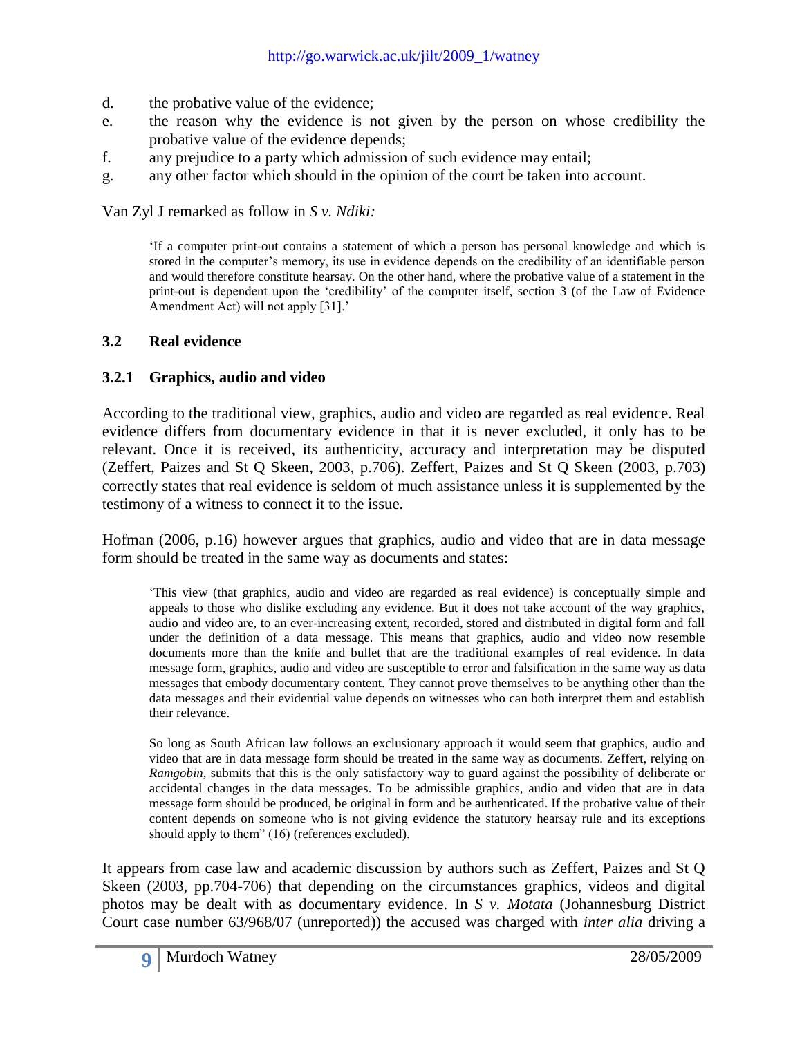d. the probative value of the evidence;
e. the reason why the evidence is not given by the person on whose credibility the probative value of the evidence depends;
f. any prejudice to a party which admission of such evidence may entail;
g. any other factor which should in the opinion of the court be taken into account.

Van Zyl J remarked as follow in *S v. Ndiki:*

> 'If a computer print-out contains a statement of which a person has personal knowledge and which is stored in the computer's memory, its use in evidence depends on the credibility of an identifiable person and would therefore constitute hearsay. On the other hand, where the probative value of a statement in the print-out is dependent upon the 'credibility' of the computer itself, section 3 (of the Law of Evidence Amendment Act) will not apply [31].'

### 3.2 Real evidence

#### 3.2.1 Graphics, audio and video

According to the traditional view, graphics, audio and video are regarded as real evidence. Real evidence differs from documentary evidence in that it is never excluded, it only has to be relevant. Once it is received, its authenticity, accuracy and interpretation may be disputed (Zeffert, Paizes and St Q Skeen, 2003, p.706). Zeffert, Paizes and St Q Skeen (2003, p.703) correctly states that real evidence is seldom of much assistance unless it is supplemented by the testimony of a witness to connect it to the issue.

Hofman (2006, p.16) however argues that graphics, audio and video that are in data message form should be treated in the same way as documents and states:

> 'This view (that graphics, audio and video are regarded as real evidence) is conceptually simple and appeals to those who dislike excluding any evidence. But it does not take account of the way graphics, audio and video are, to an ever-increasing extent, recorded, stored and distributed in digital form and fall under the definition of a data message. This means that graphics, audio and video now resemble documents more than the knife and bullet that are the traditional examples of real evidence. In data message form, graphics, audio and video are susceptible to error and falsification in the same way as data messages that embody documentary content. They cannot prove themselves to be anything other than the data messages and their evidential value depends on witnesses who can both interpret them and establish their relevance.
>
> So long as South African law follows an exclusionary approach it would seem that graphics, audio and video that are in data message form should be treated in the same way as documents. Zeffert, relying on *Ramgobin,* submits that this is the only satisfactory way to guard against the possibility of deliberate or accidental changes in the data messages. To be admissible graphics, audio and video that are in data message form should be produced, be original in form and be authenticated. If the probative value of their content depends on someone who is not giving evidence the statutory hearsay rule and its exceptions should apply to them" (16) (references excluded).

It appears from case law and academic discussion by authors such as Zeffert, Paizes and St Q Skeen (2003, pp.704-706) that depending on the circumstances graphics, videos and digital photos may be dealt with as documentary evidence. In *S v. Motata* (Johannesburg District Court case number 63/968/07 (unreported)) the accused was charged with *inter alia* driving a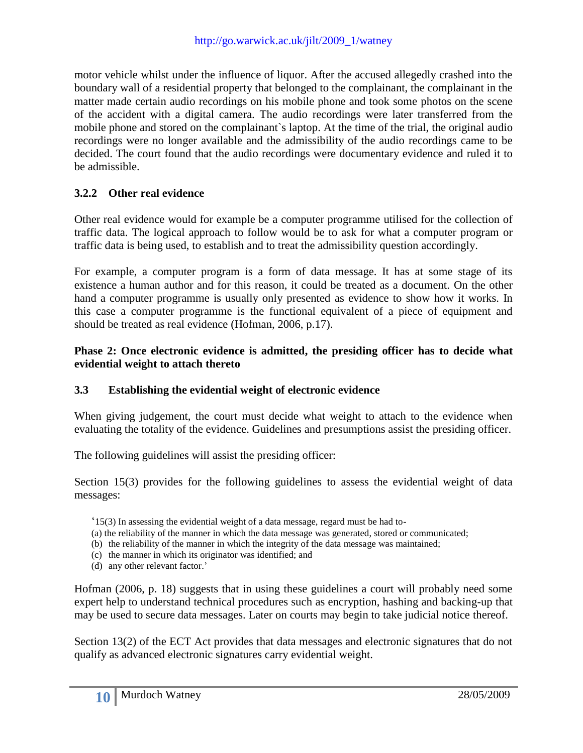motor vehicle whilst under the influence of liquor. After the accused allegedly crashed into the boundary wall of a residential property that belonged to the complainant, the complainant in the matter made certain audio recordings on his mobile phone and took some photos on the scene of the accident with a digital camera. The audio recordings were later transferred from the mobile phone and stored on the complainant`s laptop. At the time of the trial, the original audio recordings were no longer available and the admissibility of the audio recordings came to be decided. The court found that the audio recordings were documentary evidence and ruled it to be admissible.

### 3.2.2 Other real evidence

Other real evidence would for example be a computer programme utilised for the collection of traffic data. The logical approach to follow would be to ask for what a computer program or traffic data is being used, to establish and to treat the admissibility question accordingly.

For example, a computer program is a form of data message. It has at some stage of its existence a human author and for this reason, it could be treated as a document. On the other hand a computer programme is usually only presented as evidence to show how it works. In this case a computer programme is the functional equivalent of a piece of equipment and should be treated as real evidence (Hofman, 2006, p.17).

**Phase 2: Once electronic evidence is admitted, the presiding officer has to decide what evidential weight to attach thereto**

## 3.3 Establishing the evidential weight of electronic evidence

When giving judgement, the court must decide what weight to attach to the evidence when evaluating the totality of the evidence. Guidelines and presumptions assist the presiding officer.

The following guidelines will assist the presiding officer:

Section 15(3) provides for the following guidelines to assess the evidential weight of data messages:

> '15(3) In assessing the evidential weight of a data message, regard must be had to-
> (a) the reliability of the manner in which the data message was generated, stored or communicated;
> (b) the reliability of the manner in which the integrity of the data message was maintained;
> (c) the manner in which its originator was identified; and
> (d) any other relevant factor.'

Hofman (2006, p. 18) suggests that in using these guidelines a court will probably need some expert help to understand technical procedures such as encryption, hashing and backing-up that may be used to secure data messages. Later on courts may begin to take judicial notice thereof.

Section 13(2) of the ECT Act provides that data messages and electronic signatures that do not qualify as advanced electronic signatures carry evidential weight.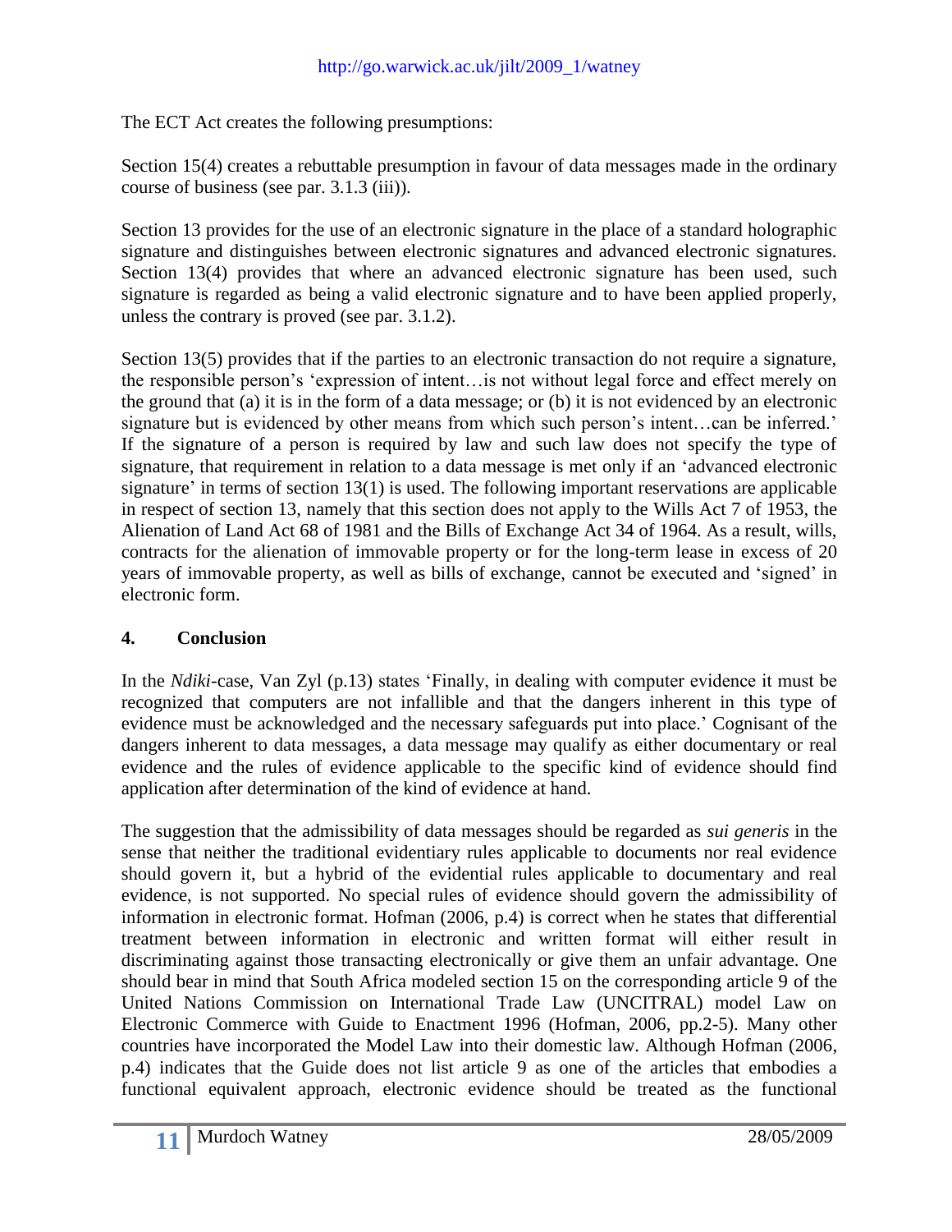The ECT Act creates the following presumptions:

Section 15(4) creates a rebuttable presumption in favour of data messages made in the ordinary course of business (see par. 3.1.3 (iii)).

Section 13 provides for the use of an electronic signature in the place of a standard holographic signature and distinguishes between electronic signatures and advanced electronic signatures. Section 13(4) provides that where an advanced electronic signature has been used, such signature is regarded as being a valid electronic signature and to have been applied properly, unless the contrary is proved (see par. 3.1.2).

Section 13(5) provides that if the parties to an electronic transaction do not require a signature, the responsible person's 'expression of intent…is not without legal force and effect merely on the ground that (a) it is in the form of a data message; or (b) it is not evidenced by an electronic signature but is evidenced by other means from which such person's intent…can be inferred.' If the signature of a person is required by law and such law does not specify the type of signature, that requirement in relation to a data message is met only if an 'advanced electronic signature' in terms of section 13(1) is used. The following important reservations are applicable in respect of section 13, namely that this section does not apply to the Wills Act 7 of 1953, the Alienation of Land Act 68 of 1981 and the Bills of Exchange Act 34 of 1964. As a result, wills, contracts for the alienation of immovable property or for the long-term lease in excess of 20 years of immovable property, as well as bills of exchange, cannot be executed and 'signed' in electronic form.

## 4. Conclusion

In the *Ndiki*-case, Van Zyl (p.13) states 'Finally, in dealing with computer evidence it must be recognized that computers are not infallible and that the dangers inherent in this type of evidence must be acknowledged and the necessary safeguards put into place.' Cognisant of the dangers inherent to data messages, a data message may qualify as either documentary or real evidence and the rules of evidence applicable to the specific kind of evidence should find application after determination of the kind of evidence at hand.

The suggestion that the admissibility of data messages should be regarded as *sui generis* in the sense that neither the traditional evidentiary rules applicable to documents nor real evidence should govern it, but a hybrid of the evidential rules applicable to documentary and real evidence, is not supported. No special rules of evidence should govern the admissibility of information in electronic format. Hofman (2006, p.4) is correct when he states that differential treatment between information in electronic and written format will either result in discriminating against those transacting electronically or give them an unfair advantage. One should bear in mind that South Africa modeled section 15 on the corresponding article 9 of the United Nations Commission on International Trade Law (UNCITRAL) model Law on Electronic Commerce with Guide to Enactment 1996 (Hofman, 2006, pp.2-5). Many other countries have incorporated the Model Law into their domestic law. Although Hofman (2006, p.4) indicates that the Guide does not list article 9 as one of the articles that embodies a functional equivalent approach, electronic evidence should be treated as the functional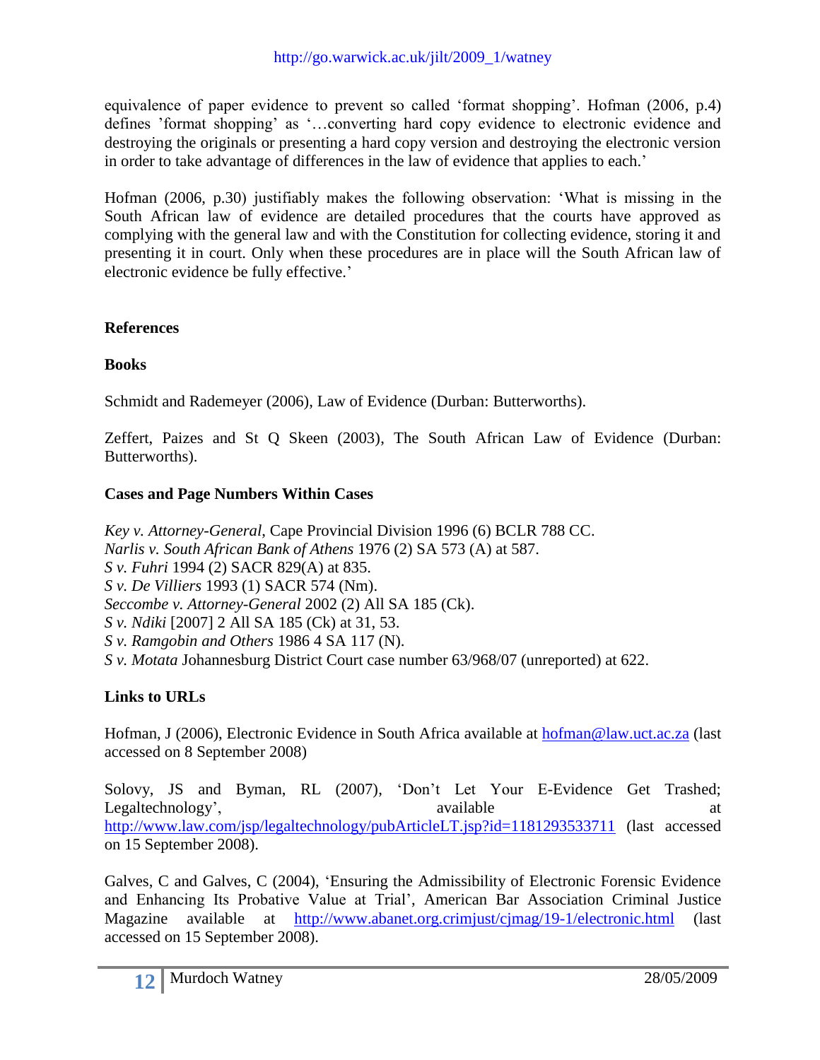equivalence of paper evidence to prevent so called 'format shopping'. Hofman (2006, p.4) defines 'format shopping' as '…converting hard copy evidence to electronic evidence and destroying the originals or presenting a hard copy version and destroying the electronic version in order to take advantage of differences in the law of evidence that applies to each.'

Hofman (2006, p.30) justifiably makes the following observation: 'What is missing in the South African law of evidence are detailed procedures that the courts have approved as complying with the general law and with the Constitution for collecting evidence, storing it and presenting it in court. Only when these procedures are in place will the South African law of electronic evidence be fully effective.'

## References

### Books

Schmidt and Rademeyer (2006), Law of Evidence (Durban: Butterworths).

Zeffert, Paizes and St Q Skeen (2003), The South African Law of Evidence (Durban: Butterworths).

### Cases and Page Numbers Within Cases

*Key v. Attorney-General*, Cape Provincial Division 1996 (6) BCLR 788 CC.
*Narlis v. South African Bank of Athens* 1976 (2) SA 573 (A) at 587.
*S v. Fuhri* 1994 (2) SACR 829(A) at 835.
*S v. De Villiers* 1993 (1) SACR 574 (Nm).
*Seccombe v. Attorney-General* 2002 (2) All SA 185 (Ck).
*S v. Ndiki* [2007] 2 All SA 185 (Ck) at 31, 53.
*S v. Ramgobin and Others* 1986 4 SA 117 (N).
*S v. Motata* Johannesburg District Court case number 63/968/07 (unreported) at 622.

### Links to URLs

Hofman, J (2006), Electronic Evidence in South Africa available at hofman@law.uct.ac.za (last accessed on 8 September 2008)

Solovy, JS and Byman, RL (2007), 'Don't Let Your E-Evidence Get Trashed; Legaltechnology', available at http://www.law.com/jsp/legaltechnology/pubArticleLT.jsp?id=1181293533711 (last accessed on 15 September 2008).

Galves, C and Galves, C (2004), 'Ensuring the Admissibility of Electronic Forensic Evidence and Enhancing Its Probative Value at Trial', American Bar Association Criminal Justice Magazine available at http://www.abanet.org.crimjust/cjmag/19-1/electronic.html (last accessed on 15 September 2008).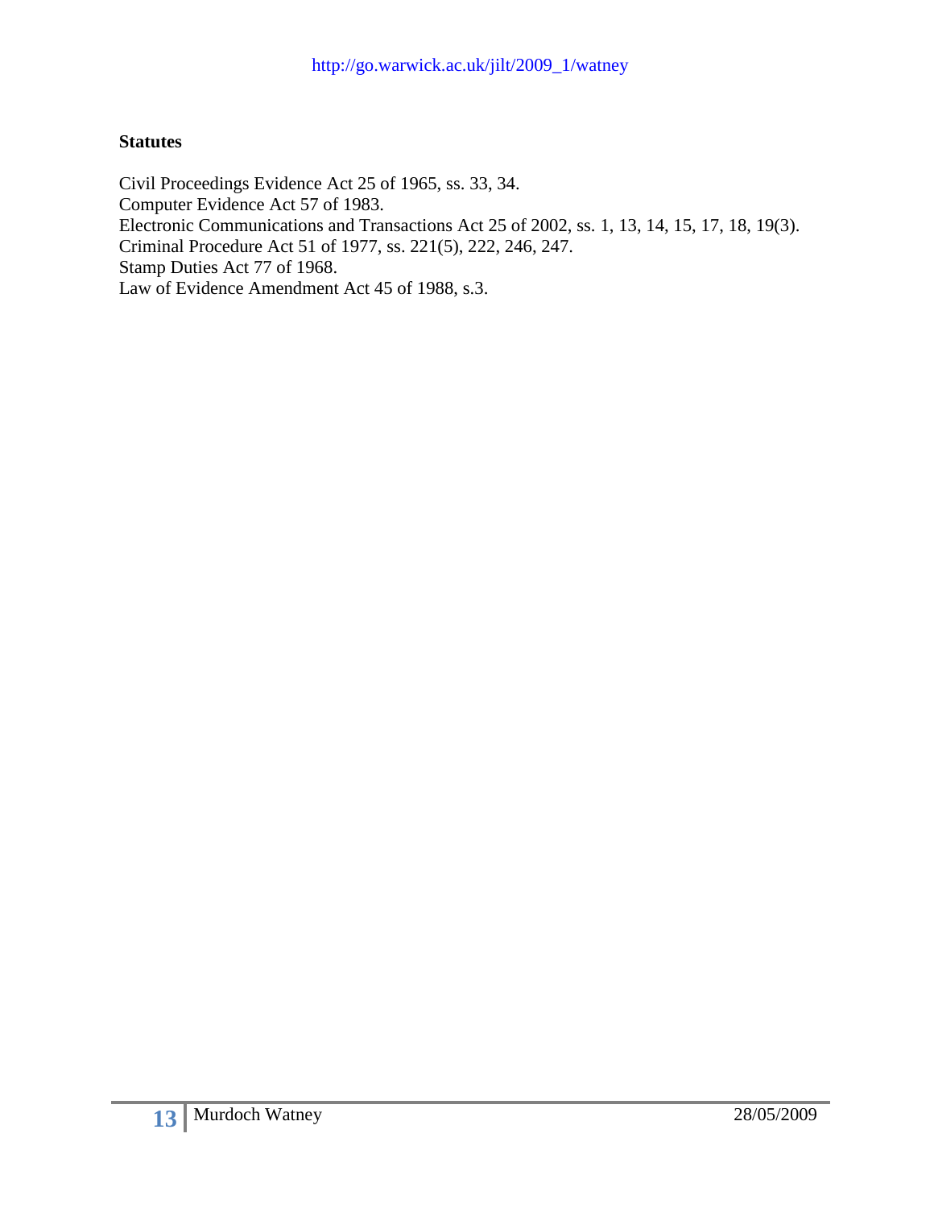**Statutes**

Civil Proceedings Evidence Act 25 of 1965, ss. 33, 34.
Computer Evidence Act 57 of 1983.
Electronic Communications and Transactions Act 25 of 2002, ss. 1, 13, 14, 15, 17, 18, 19(3).
Criminal Procedure Act 51 of 1977, ss. 221(5), 222, 246, 247.
Stamp Duties Act 77 of 1968.
Law of Evidence Amendment Act 45 of 1988, s.3.